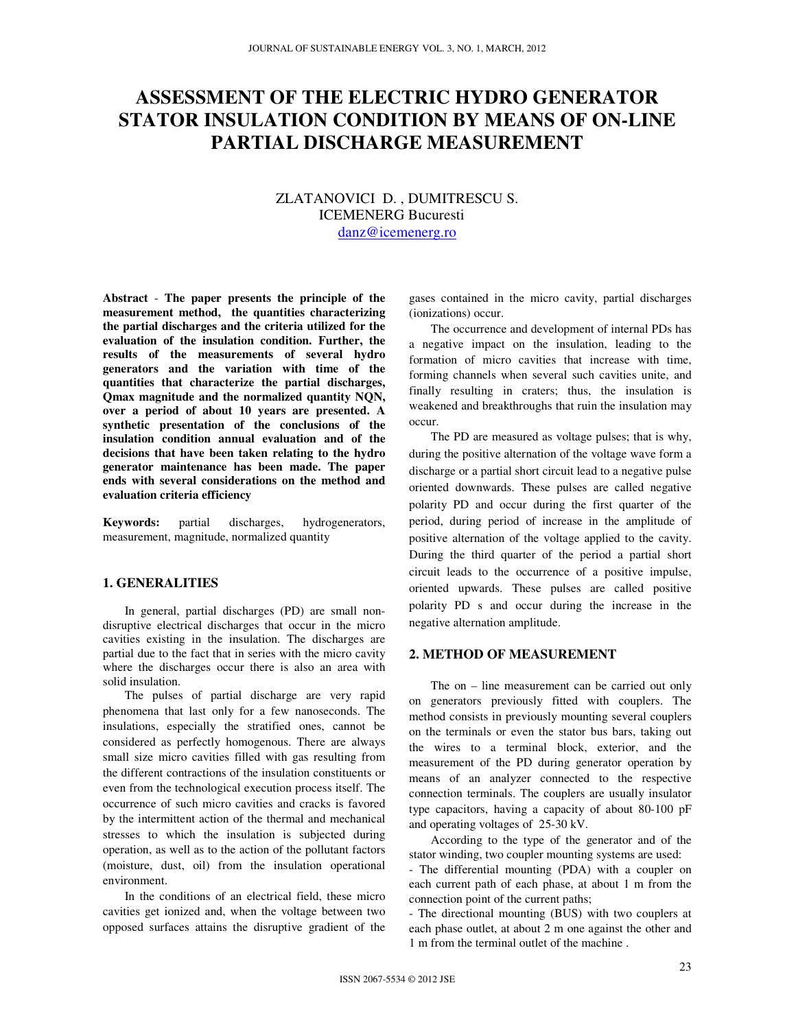# ASSESSMENT OF THE ELECTRIC HYDRO GENERATOR STATOR INSULATION CONDITION BY MEANS OF ON-LINE PARTIAL DISCHARGE MEASUREMENT

ZLATANOVICI D. , DUMITRESCU S.
ICEMENERG Bucuresti
danz@icemenerg.ro

**Abstract** - **The paper presents the principle of the measurement method, the quantities characterizing the partial discharges and the criteria utilized for the evaluation of the insulation condition. Further, the results of the measurements of several hydro generators and the variation with time of the quantities that characterize the partial discharges, Qmax magnitude and the normalized quantity NQN, over a period of about 10 years are presented. A synthetic presentation of the conclusions of the insulation condition annual evaluation and of the decisions that have been taken relating to the hydro generator maintenance has been made. The paper ends with several considerations on the method and evaluation criteria efficiency**

**Keywords:** partial discharges, hydrogenerators, measurement, magnitude, normalized quantity

## 1. GENERALITIES

In general, partial discharges (PD) are small non-disruptive electrical discharges that occur in the micro cavities existing in the insulation. The discharges are partial due to the fact that in series with the micro cavity where the discharges occur there is also an area with solid insulation.

The pulses of partial discharge are very rapid phenomena that last only for a few nanoseconds. The insulations, especially the stratified ones, cannot be considered as perfectly homogenous. There are always small size micro cavities filled with gas resulting from the different contractions of the insulation constituents or even from the technological execution process itself. The occurrence of such micro cavities and cracks is favored by the intermittent action of the thermal and mechanical stresses to which the insulation is subjected during operation, as well as to the action of the pollutant factors (moisture, dust, oil) from the insulation operational environment.

In the conditions of an electrical field, these micro cavities get ionized and, when the voltage between two opposed surfaces attains the disruptive gradient of the gases contained in the micro cavity, partial discharges (ionizations) occur.

The occurrence and development of internal PDs has a negative impact on the insulation, leading to the formation of micro cavities that increase with time, forming channels when several such cavities unite, and finally resulting in craters; thus, the insulation is weakened and breakthroughs that ruin the insulation may occur.

The PD are measured as voltage pulses; that is why, during the positive alternation of the voltage wave form a discharge or a partial short circuit lead to a negative pulse oriented downwards. These pulses are called negative polarity PD and occur during the first quarter of the period, during period of increase in the amplitude of positive alternation of the voltage applied to the cavity. During the third quarter of the period a partial short circuit leads to the occurrence of a positive impulse, oriented upwards. These pulses are called positive polarity PD s and occur during the increase in the negative alternation amplitude.

## 2. METHOD OF MEASUREMENT

The on – line measurement can be carried out only on generators previously fitted with couplers. The method consists in previously mounting several couplers on the terminals or even the stator bus bars, taking out the wires to a terminal block, exterior, and the measurement of the PD during generator operation by means of an analyzer connected to the respective connection terminals. The couplers are usually insulator type capacitors, having a capacity of about 80-100 pF and operating voltages of 25-30 kV.

According to the type of the generator and of the stator winding, two coupler mounting systems are used:

- The differential mounting (PDA) with a coupler on each current path of each phase, at about 1 m from the connection point of the current paths;
- The directional mounting (BUS) with two couplers at each phase outlet, at about 2 m one against the other and 1 m from the terminal outlet of the machine .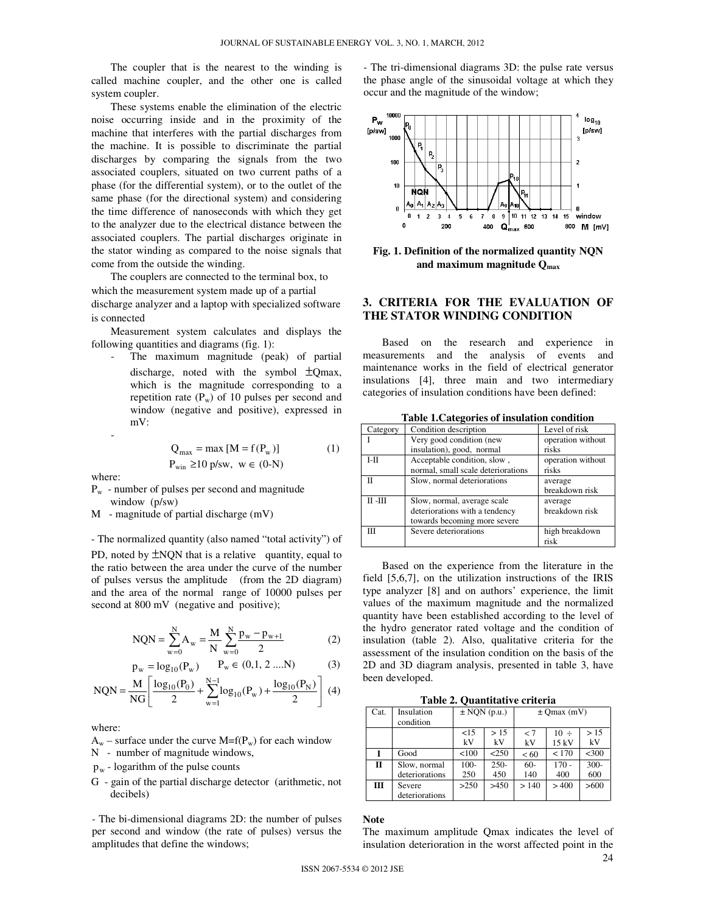The coupler that is the nearest to the winding is called machine coupler, and the other one is called system coupler.

These systems enable the elimination of the electric noise occurring inside and in the proximity of the machine that interferes with the partial discharges from the machine. It is possible to discriminate the partial discharges by comparing the signals from the two associated couplers, situated on two current paths of a phase (for the differential system), or to the outlet of the same phase (for the directional system) and considering the time difference of nanoseconds with which they get to the analyzer due to the electrical distance between the associated couplers. The partial discharges originate in the stator winding as compared to the noise signals that come from the outside the winding.

The couplers are connected to the terminal box, to which the measurement system made up of a partial discharge analyzer and a laptop with specialized software is connected

Measurement system calculates and displays the following quantities and diagrams (fig. 1):

- The maximum magnitude (peak) of partial discharge, noted with the symbol $\pm$Qmax, which is the magnitude corresponding to a repetition rate ($P_w$) of 10 pulses per second and window (negative and positive), expressed in mV:
-

$$Q_{max} = \max\left[M = f(P_w)\right] \qquad (1)$$

$$P_{win} \geq 10 \text{ p/sw}, \; w \in (0\text{-}N)$$

where:

$P_w$ - number of pulses per second and magnitude window (p/sw)

M - magnitude of partial discharge (mV)

- The normalized quantity (also named "total activity") of PD, noted by $\pm$NQN that is a relative quantity, equal to the ratio between the area under the curve of the number of pulses versus the amplitude (from the 2D diagram) and the area of the normal range of 10000 pulses per second at 800 mV (negative and positive);

$$NQN = \sum_{w=0}^{N} A_w = \frac{M}{N}\sum_{w=0}^{N}\frac{p_w - p_{w+1}}{2} \qquad (2)$$

$$p_w = \log_{10}(P_w) \qquad P_w \in (0,1,2\ \ldots N) \qquad (3)$$

$$NQN = \frac{M}{NG}\left[\frac{\log_{10}(P_0)}{2} + \sum_{w=1}^{N-1}\log_{10}(P_w) + \frac{\log_{10}(P_N)}{2}\right] \qquad (4)$$

where:

$A_w$ – surface under the curve $M=f(P_w)$ for each window

N - number of magnitude windows,

$p_w$ - logarithm of the pulse counts

G - gain of the partial discharge detector (arithmetic, not decibels)

- The bi-dimensional diagrams 2D: the number of pulses per second and window (the rate of pulses) versus the amplitudes that define the windows;

- The tri-dimensional diagrams 3D: the pulse rate versus the phase angle of the sinusoidal voltage at which they occur and the magnitude of the window;

**Fig. 1. Definition of the normalized quantity NQN and maximum magnitude $Q_{max}$**

## 3. CRITERIA FOR THE EVALUATION OF THE STATOR WINDING CONDITION

Based on the research and experience in measurements and the analysis of events and maintenance works in the field of electrical generator insulations [4], three main and two intermediary categories of insulation conditions have been defined:

**Table 1.Categories of insulation condition**

| Category | Condition description | Level of risk |
|---|---|---|
| I | Very good condition (new insulation), good, normal | operation without risks |
| I-II | Acceptable condition, slow , normal, small scale deteriorations | operation without risks |
| II | Slow, normal deteriorations | average breakdown risk |
| II -III | Slow, normal, average scale deteriorations with a tendency towards becoming more severe | average breakdown risk |
| III | Severe deteriorations | high breakdown risk |

Based on the experience from the literature in the field [5,6,7], on the utilization instructions of the IRIS type analyzer [8] and on authors' experience, the limit values of the maximum magnitude and the normalized quantity have been established according to the level of the hydro generator rated voltage and the condition of insulation (table 2). Also, qualitative criteria for the assessment of the insulation condition on the basis of the 2D and 3D diagram analysis, presented in table 3, have been developed.

**Table 2. Quantitative criteria**

| Cat. | Insulation condition | ± NQN (p.u.) | | ± Qmax (mV) | | |
|---|---|---|---|---|---|---|
| | | <15 kV | > 15 kV | < 7 kV | 10 ÷ 15 kV | > 15 kV |
| **I** | Good | <100 | <250 | < 60 | < 170 | <300 |
| **II** | Slow, normal deteriorations | 100-250 | 250-450 | 60-140 | 170 - 400 | 300-600 |
| **III** | Severe deteriorations | >250 | >450 | > 140 | > 400 | >600 |

**Note**

The maximum amplitude Qmax indicates the level of insulation deterioration in the worst affected point in the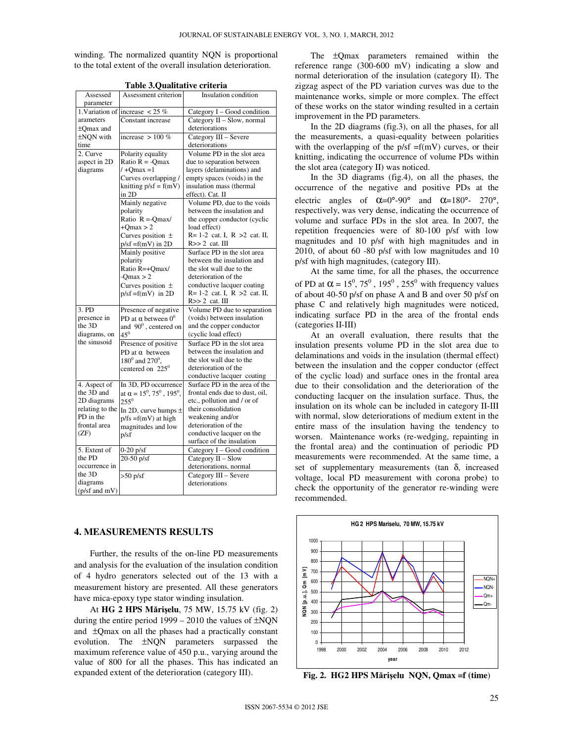winding. The normalized quantity NQN is proportional to the total extent of the overall insulation deterioration.

**Table 3.Qualitative criteria**

| Assessed parameter | Assessment criterion | Insulation condition |
|---|---|---|
| 1.Variation of arameters ±Qmax and ±NQN with time | increase < 25 % | Category I – Good condition |
| | Constant increase | Category II – Slow, normal deteriorations |
| | increase > 100 % | Category III – Severe deteriorations |
| 2. Curve aspect in 2D diagrams | Polarity equality Ratio R = -Qmax / +Qmax =1 Curves overlapping / knitting p/sf = f(mV) in 2D | Volume PD in the slot area due to separation between layers (delaminations) and empty spaces (voids) in the insulation mass (thermal effect). Cat. II |
| | Mainly negative polarity Ratio R =-Qmax/ +Qmax > 2 Curves position ± p/sf =f(mV) in 2D | Volume PD, due to the voids between the insulation and the copper conductor (cyclic load effect) R= 1-2 cat. I, R >2 cat. II, R>> 2 cat. III |
| | Mainly positive polarity Ratio R=+Qmax/ -Qmax > 2 Curves position ± p/sf =f(mV) in 2D | Surface PD in the slot area between the insulation and the slot wall due to the deterioration of the conductive lacquer coating R= 1-2 cat. I, R >2 cat. II, R>> 2 cat. III |
| 3. PD presence in the 3D diagrams, on the sinusoid | Presence of negative PD at $\alpha$ between $0^0$ and $90^0$ , centered on $45^0$ | Volume PD due to separation (voids) between insulation and the copper conductor (cyclic load effect) |
| | Presence of positive PD at $\alpha$ between $180^0$ and $270^0$, centered on $225^0$ | Surface PD in the slot area between the insulation and the slot wall due to the deterioration of the conductive lacquer coating |
| 4. Aspect of the 3D and 2D diagrams relating to the PD in the frontal area (ZF) | In 3D, PD occurrence at $\alpha = 15^0, 75^0, 195^0, 255^0$ In 2D, curve humps ± p/fs =f(mV) at high magnitudes and low p/sf | Surface PD in the area of the frontal ends due to dust, oil, etc., pollution and / or of their consolidation weakening and/or deterioration of the conductive lacquer on the surface of the insulation |
| 5. Extent of the PD occurrence in the 3D diagrams (p/sf and mV) | 0-20 p/sf | Category I – Good condition |
| | 20-50 p/sf | Category II – Slow deteriorations, normal |
| | >50 p/sf | Category III – Severe deteriorations |

## 4. MEASUREMENTS RESULTS

Further, the results of the on-line PD measurements and analysis for the evaluation of the insulation condition of 4 hydro generators selected out of the 13 with a measurement history are presented. All these generators have mica-epoxy type stator winding insulation.

At **HG 2 HPS Mărişelu**, 75 MW, 15.75 kV (fig. 2) during the entire period 1999 – 2010 the values of ±NQN and ±Qmax on all the phases had a practically constant evolution. The ±NQN parameters surpassed the maximum reference value of 450 p.u., varying around the value of 800 for all the phases. This has indicated an expanded extent of the deterioration (category III).

The ±Qmax parameters remained within the reference range (300-600 mV) indicating a slow and normal deterioration of the insulation (category II). The zigzag aspect of the PD variation curves was due to the maintenance works, simple or more complex. The effect of these works on the stator winding resulted in a certain improvement in the PD parameters.

In the 2D diagrams (fig.3), on all the phases, for all the measurements, a quasi-equality between polarities with the overlapping of the p/sf =f(mV) curves, or their knitting, indicating the occurrence of volume PDs within the slot area (category II) was noticed.

In the 3D diagrams (fig.4), on all the phases, the occurrence of the negative and positive PDs at the electric angles of $\alpha$=0°-90° and $\alpha$=180°- 270°, respectively, was very dense, indicating the occurrence of volume and surface PDs in the slot area. In 2007, the repetition frequencies were of 80-100 p/sf with low magnitudes and 10 p/sf with high magnitudes and in 2010, of about 60 -80 p/sf with low magnitudes and 10 p/sf with high magnitudes, (category III).

At the same time, for all the phases, the occurrence of PD at $\alpha = 15^0, 75^0, 195^0, 255^0$ with frequency values of about 40-50 p/sf on phase A and B and over 50 p/sf on phase C and relatively high magnitudes were noticed, indicating surface PD in the area of the frontal ends (categories II-III)

At an overall evaluation, there results that the insulation presents volume PD in the slot area due to delaminations and voids in the insulation (thermal effect) between the insulation and the copper conductor (effect of the cyclic load) and surface ones in the frontal area due to their consolidation and the deterioration of the conducting lacquer on the insulation surface. Thus, the insulation on its whole can be included in category II-III with normal, slow deteriorations of medium extent in the entire mass of the insulation having the tendency to worsen. Maintenance works (re-wedging, repainting in the frontal area) and the continuation of periodic PD measurements were recommended. At the same time, a set of supplementary measurements (tan $\delta$, increased voltage, local PD measurement with corona probe) to check the opportunity of the generator re-winding were recommended.

**Fig. 2. HG2 HPS Mărişelu NQN, Qmax =f (time)**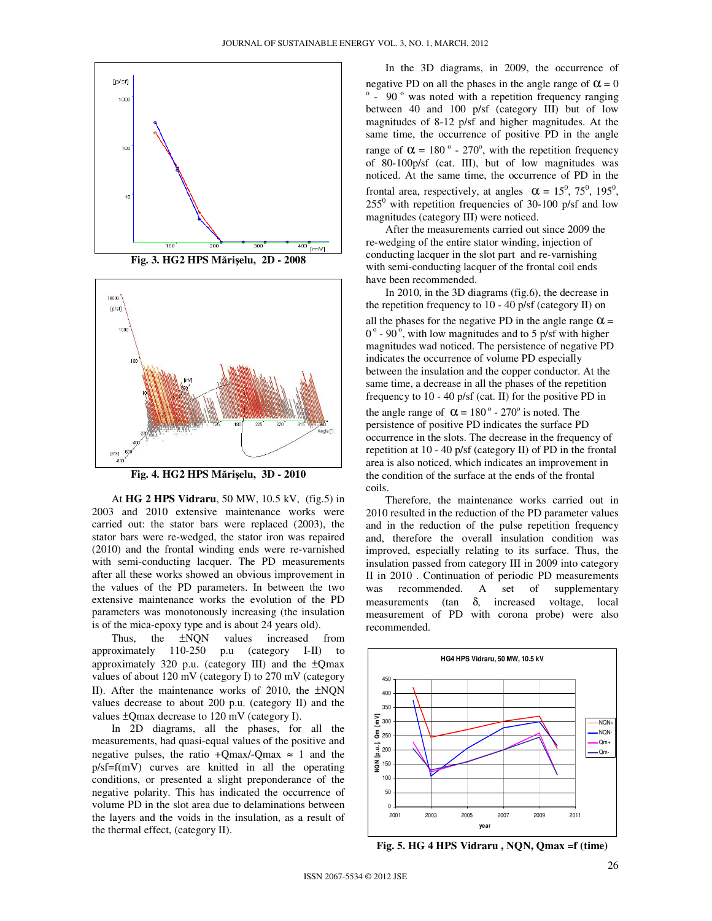Fig. 3. HG2 HPS Mărişelu, 2D - 2008

Fig. 4. HG2 HPS Mărişelu, 3D - 2010

At **HG 2 HPS Vidraru**, 50 MW, 10.5 kV, (fig.5) in 2003 and 2010 extensive maintenance works were carried out: the stator bars were replaced (2003), the stator bars were re-wedged, the stator iron was repaired (2010) and the frontal winding ends were re-varnished with semi-conducting lacquer. The PD measurements after all these works showed an obvious improvement in the values of the PD parameters. In between the two extensive maintenance works the evolution of the PD parameters was monotonously increasing (the insulation is of the mica-epoxy type and is about 24 years old).

Thus, the ±NQN values increased from approximately 110-250 p.u (category I-II) to approximately 320 p.u. (category III) and the ±Qmax values of about 120 mV (category I) to 270 mV (category II). After the maintenance works of 2010, the ±NQN values decrease to about 200 p.u. (category II) and the values ±Qmax decrease to 120 mV (category I).

In 2D diagrams, all the phases, for all the measurements, had quasi-equal values of the positive and negative pulses, the ratio +Qmax/-Qmax ≈ 1 and the p/sf=f(mV) curves are knitted in all the operating conditions, or presented a slight preponderance of the negative polarity. This has indicated the occurrence of volume PD in the slot area due to delaminations between the layers and the voids in the insulation, as a result of the thermal effect, (category II).

In the 3D diagrams, in 2009, the occurrence of negative PD on all the phases in the angle range of $\alpha = 0^{o} - 90^{o}$ was noted with a repetition frequency ranging between 40 and 100 p/sf (category III) but of low magnitudes of 8-12 p/sf and higher magnitudes. At the same time, the occurrence of positive PD in the angle range of $\alpha = 180^{o} - 270^{o}$, with the repetition frequency of 80-100p/sf (cat. III), but of low magnitudes was noticed. At the same time, the occurrence of PD in the frontal area, respectively, at angles $\alpha = 15^{0}, 75^{0}, 195^{0}, 255^{0}$ with repetition frequencies of 30-100 p/sf and low magnitudes (category III) were noticed.

After the measurements carried out since 2009 the re-wedging of the entire stator winding, injection of conducting lacquer in the slot part and re-varnishing with semi-conducting lacquer of the frontal coil ends have been recommended.

In 2010, in the 3D diagrams (fig.6), the decrease in the repetition frequency to 10 - 40 p/sf (category II) on all the phases for the negative PD in the angle range $\alpha = 0^{o} - 90^{o}$, with low magnitudes and to 5 p/sf with higher magnitudes wad noticed. The persistence of negative PD indicates the occurrence of volume PD especially between the insulation and the copper conductor. At the same time, a decrease in all the phases of the repetition frequency to 10 - 40 p/sf (cat. II) for the positive PD in the angle range of $\alpha = 180^{o} - 270^{o}$ is noted. The persistence of positive PD indicates the surface PD occurrence in the slots. The decrease in the frequency of repetition at 10 - 40 p/sf (category II) of PD in the frontal area is also noticed, which indicates an improvement in the condition of the surface at the ends of the frontal coils.

Therefore, the maintenance works carried out in 2010 resulted in the reduction of the PD parameter values and in the reduction of the pulse repetition frequency and, therefore the overall insulation condition was improved, especially relating to its surface. Thus, the insulation passed from category III in 2009 into category II in 2010 . Continuation of periodic PD measurements was recommended. A set of supplementary measurements (tan δ, increased voltage, local measurement of PD with corona probe) were also recommended.

Fig. 5. HG 4 HPS Vidraru , NQN, Qmax =f (time)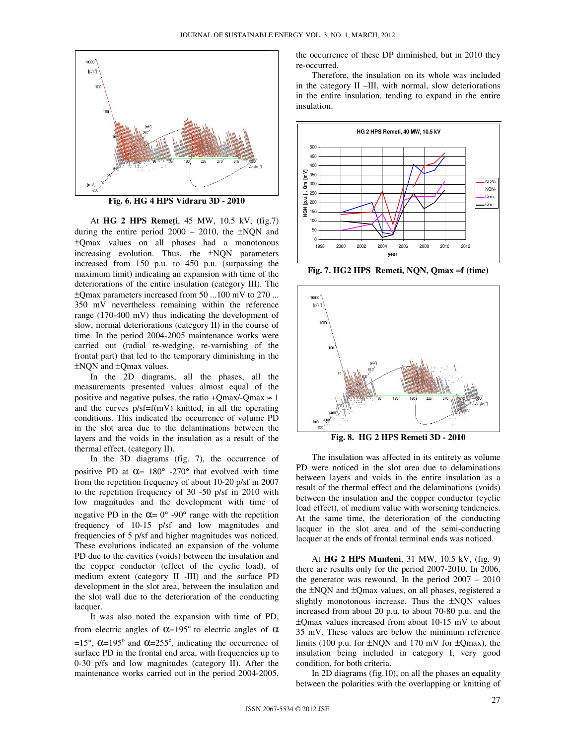Fig. 6. HG 4 HPS Vidraru 3D - 2010

At **HG 2 HPS Remeți**, 45 MW, 10.5 kV, (fig.7) during the entire period 2000 – 2010, the ±NQN and ±Qmax values on all phases had a monotonous increasing evolution. Thus, the ±NQN parameters increased from 150 p.u. to 450 p.u. (surpassing the maximum limit) indicating an expansion with time of the deteriorations of the entire insulation (category III). The ±Qmax parameters increased from 50 ...100 mV to 270 ... 350 mV nevertheless remaining within the reference range (170-400 mV) thus indicating the development of slow, normal deteriorations (category II) in the course of time. In the period 2004-2005 maintenance works were carried out (radial re-wedging, re-varnishing of the frontal part) that led to the temporary diminishing in the ±NQN and ±Qmax values.

In the 2D diagrams, all the phases, all the measurements presented values almost equal of the positive and negative pulses, the ratio +Qmax/-Qmax ≈ 1 and the curves p/sf=f(mV) knitted, in all the operating conditions. This indicated the occurrence of volume PD in the slot area due to the delaminations between the layers and the voids in the insulation as a result of the thermal effect, (category II).

In the 3D diagrams (fig. 7), the occurrence of positive PD at $\alpha$= 180° -270° that evolved with time from the repetition frequency of about 10-20 p/sf in 2007 to the repetition frequency of 30 -50 p/sf in 2010 with low magnitudes and the development with time of negative PD in the $\alpha$= 0° -90° range with the repetition frequency of 10-15 p/sf and low magnitudes and frequencies of 5 p/sf and higher magnitudes was noticed. These evolutions indicated an expansion of the volume PD due to the cavities (voids) between the insulation and the copper conductor (effect of the cyclic load), of medium extent (category II -III) and the surface PD development in the slot area, between the insulation and the slot wall due to the deterioration of the conducting lacquer.

It was also noted the expansion with time of PD, from electric angles of $\alpha$=195° to electric angles of $\alpha$ =15°, $\alpha$=195° and $\alpha$=255°, indicating the occurrence of surface PD in the frontal end area, with frequencies up to 0-30 p/fs and low magnitudes (category II). After the maintenance works carried out in the period 2004-2005, the occurrence of these DP diminished, but in 2010 they re-occurred.

Therefore, the insulation on its whole was included in the category II –III, with normal, slow deteriorations in the entire insulation, tending to expand in the entire insulation.

Fig. 7. HG2 HPS Remeti, NQN, Qmax =f (time)

Fig. 8. HG 2 HPS Remeti 3D - 2010

The insulation was affected in its entirety as volume PD were noticed in the slot area due to delaminations between layers and voids in the entire insulation as a result of the thermal effect and the delaminations (voids) between the insulation and the copper conductor (cyclic load effect), of medium value with worsening tendencies. At the same time, the deterioration of the conducting lacquer in the slot area and of the semi-conducting lacquer at the ends of frontal terminal ends was noticed.

At **HG 2 HPS Munteni**, 31 MW, 10.5 kV, (fig. 9) there are results only for the period 2007-2010. In 2006, the generator was rewound. In the period 2007 – 2010 the ±NQN and ±Qmax values, on all phases, registered a slightly monotonous increase. Thus the ±NQN values increased from about 20 p.u. to about 70-80 p.u. and the ±Qmax values increased from about 10-15 mV to about 35 mV. These values are below the minimum reference limits (100 p.u. for ±NQN and 170 mV for ±Qmax), the insulation being included in category I, very good condition, for both criteria.

In 2D diagrams (fig.10), on all the phases an equality between the polarities with the overlapping or knitting of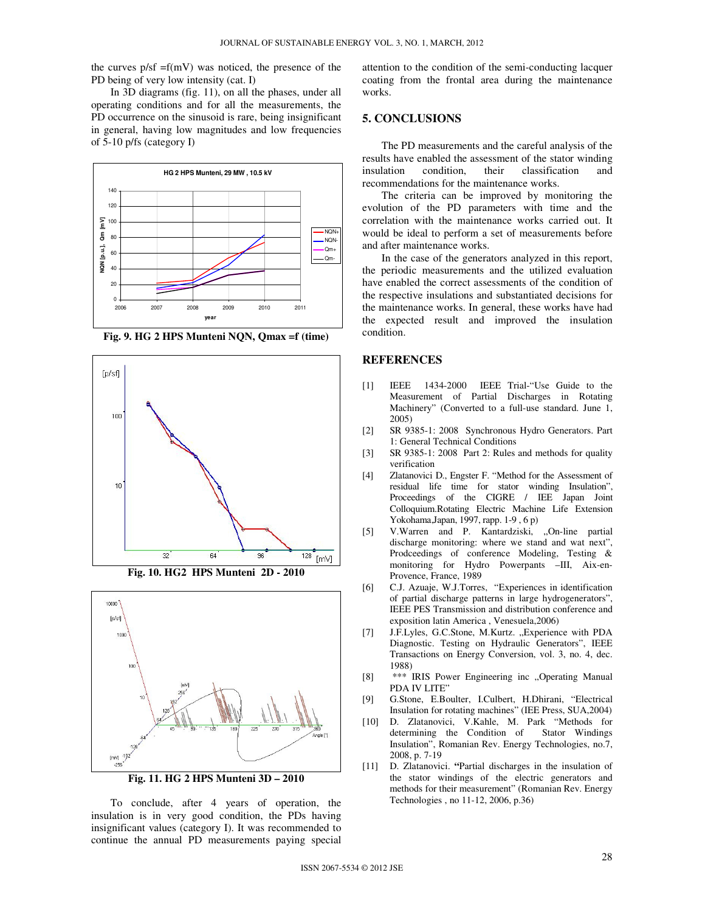the curves p/sf =f(mV) was noticed, the presence of the PD being of very low intensity (cat. I)

In 3D diagrams (fig. 11), on all the phases, under all operating conditions and for all the measurements, the PD occurrence on the sinusoid is rare, being insignificant in general, having low magnitudes and low frequencies of 5-10 p/fs (category I)

HG 2 HPS Munteni, 29 MW , 10.5 kV

NQN [p.u.], Qm [mV]

140
120
100
80
60
40
20
0

2006 2007 2008 2009 2010 2011

year

NQN+
NQN-
Qm+
Qm-

Fig. 9. HG 2 HPS Munteni NQN, Qmax =f (time)

[p/sf]

100
10

32 64 96 128 [mV]

Fig. 10. HG2 HPS Munteni 2D - 2010

10000
[p/sf]
1000
100
10

[mV]
256
192
128
64
-64
-128
[mV] -192
-256

45 90 135 180 225 270 315 360
Angle [°]

Fig. 11. HG 2 HPS Munteni 3D – 2010

To conclude, after 4 years of operation, the insulation is in very good condition, the PDs having insignificant values (category I). It was recommended to continue the annual PD measurements paying special attention to the condition of the semi-conducting lacquer coating from the frontal area during the maintenance works.

## 5. CONCLUSIONS

The PD measurements and the careful analysis of the results have enabled the assessment of the stator winding insulation condition, their classification and recommendations for the maintenance works.

The criteria can be improved by monitoring the evolution of the PD parameters with time and the correlation with the maintenance works carried out. It would be ideal to perform a set of measurements before and after maintenance works.

In the case of the generators analyzed in this report, the periodic measurements and the utilized evaluation have enabled the correct assessments of the condition of the respective insulations and substantiated decisions for the maintenance works. In general, these works have had the expected result and improved the insulation condition.

## REFERENCES

[1] IEEE 1434-2000 IEEE Trial-"Use Guide to the Measurement of Partial Discharges in Rotating Machinery" (Converted to a full-use standard. June 1, 2005)

[2] SR 9385-1: 2008 Synchronous Hydro Generators. Part 1: General Technical Conditions

[3] SR 9385-1: 2008 Part 2: Rules and methods for quality verification

[4] Zlatanovici D., Engster F. "Method for the Assessment of residual life time for stator winding Insulation", Proceedings of the CIGRE / IEE Japan Joint Colloquium.Rotating Electric Machine Life Extension Yokohama,Japan, 1997, rapp. 1-9 , 6 p)

[5] V.Warren and P. Kantardziski, „On-line partial discharge monitoring: where we stand and wat next", Prodceedings of conference Modeling, Testing & monitoring for Hydro Powerpants –III, Aix-en-Provence, France, 1989

[6] C.J. Azuaje, W.J.Torres, "Experiences in identification of partial discharge patterns in large hydrogenerators", IEEE PES Transmission and distribution conference and exposition latin America , Venesuela,2006)

[7] J.F.Lyles, G.C.Stone, M.Kurtz. „Experience with PDA Diagnostic. Testing on Hydraulic Generators", IEEE Transactions on Energy Conversion, vol. 3, no. 4, dec. 1988)

[8] *** IRIS Power Engineering inc „Operating Manual PDA IV LITE"

[9] G.Stone, E.Boulter, I.Culbert, H.Dhirani, "Electrical Insulation for rotating machines" (IEE Press, SUA,2004)

[10] D. Zlatanovici, V.Kahle, M. Park "Methods for determining the Condition of Stator Windings Insulation", Romanian Rev. Energy Technologies, no.7, 2008, p. 7-19

[11] D. Zlatanovici. **"**Partial discharges in the insulation of the stator windings of the electric generators and methods for their measurement" (Romanian Rev. Energy Technologies , no 11-12, 2006, p.36)